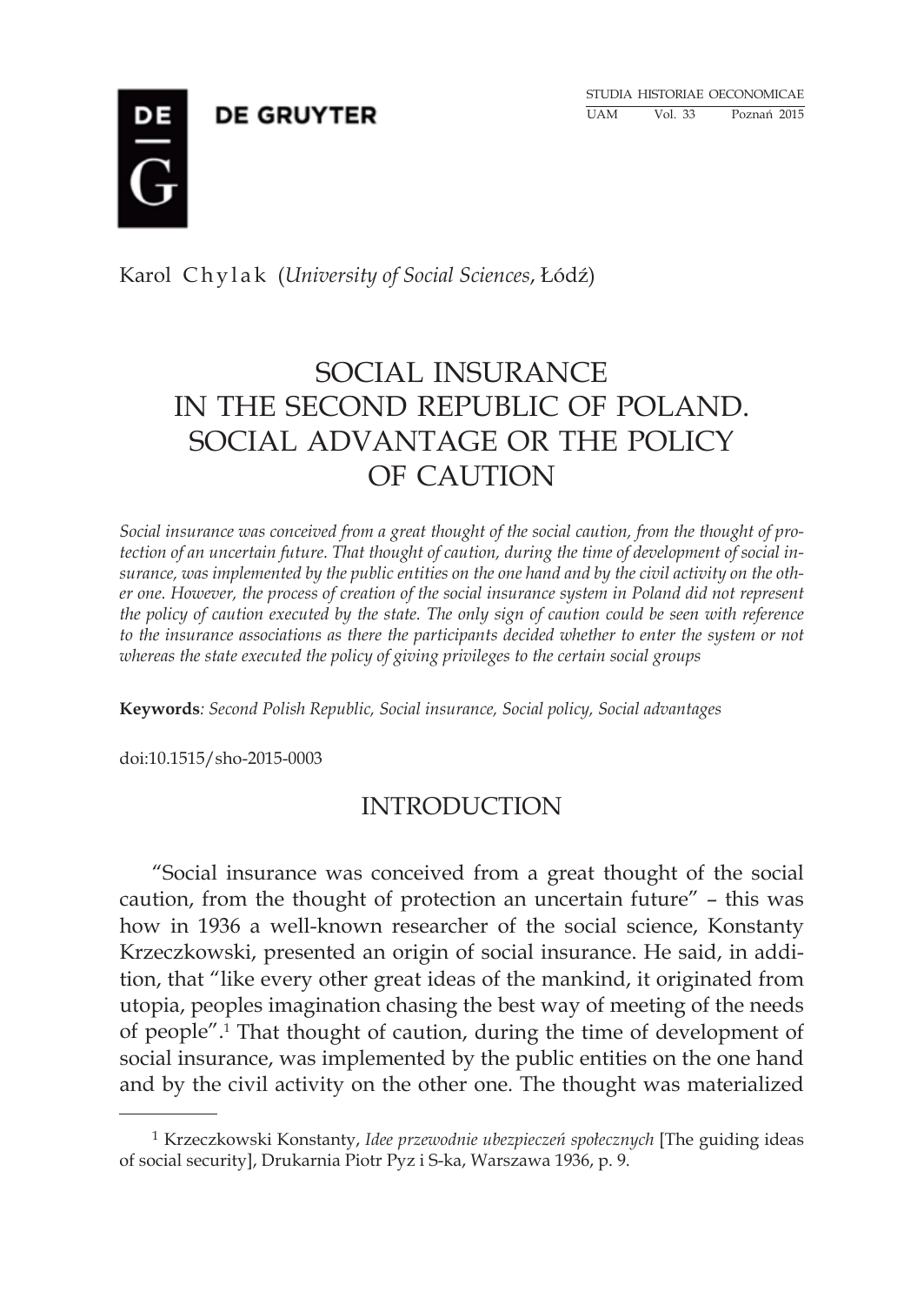Karol Chylak (*University of Social Sciences*, Łódź)

# SOCIAL INSURANCE IN THE SECOND REPUBLIC OF POLAND. SOCIAL ADVANTAGE OR THE POLICY OF CAUTION

*Social insurance was conceived from a great thought of the social caution, from the thought of protection of an uncertain future. That thought of caution, during the time of development of social insurance, was implemented by the public entities on the one hand and by the civil activity on the other one. However, the process of creation of the social insurance system in Poland did not represent the policy of caution executed by the state. The only sign of caution could be seen with reference to the insurance associations as there the participants decided whether to enter the system or not whereas the state executed the policy of giving privileges to the certain social groups*

**Keywords**: *Second Polish Republic, Social insurance, Social policy, Social advantages*

doi:10.1515/sho-2015-0003

## INTRODUCTION

"Social insurance was conceived from a great thought of the social caution, from the thought of protection an uncertain future" – this was how in 1936 a well-known researcher of the social science, Konstanty Krzeczkowski, presented an origin of social insurance. He said, in addition, that "like every other great ideas of the mankind, it originated from utopia, peoples imagination chasing the best way of meeting of the needs of people".[1] That thought of caution, during the time of development of social insurance, was implemented by the public entities on the one hand and by the civil activity on the other one. The thought was materialized

[1] Krzeczkowski Konstanty, *Idee przewodnie ubezpieczeń społecznych* [The guiding ideas of social security], Drukarnia Piotr Pyz i S-ka, Warszawa 1936, p. 9.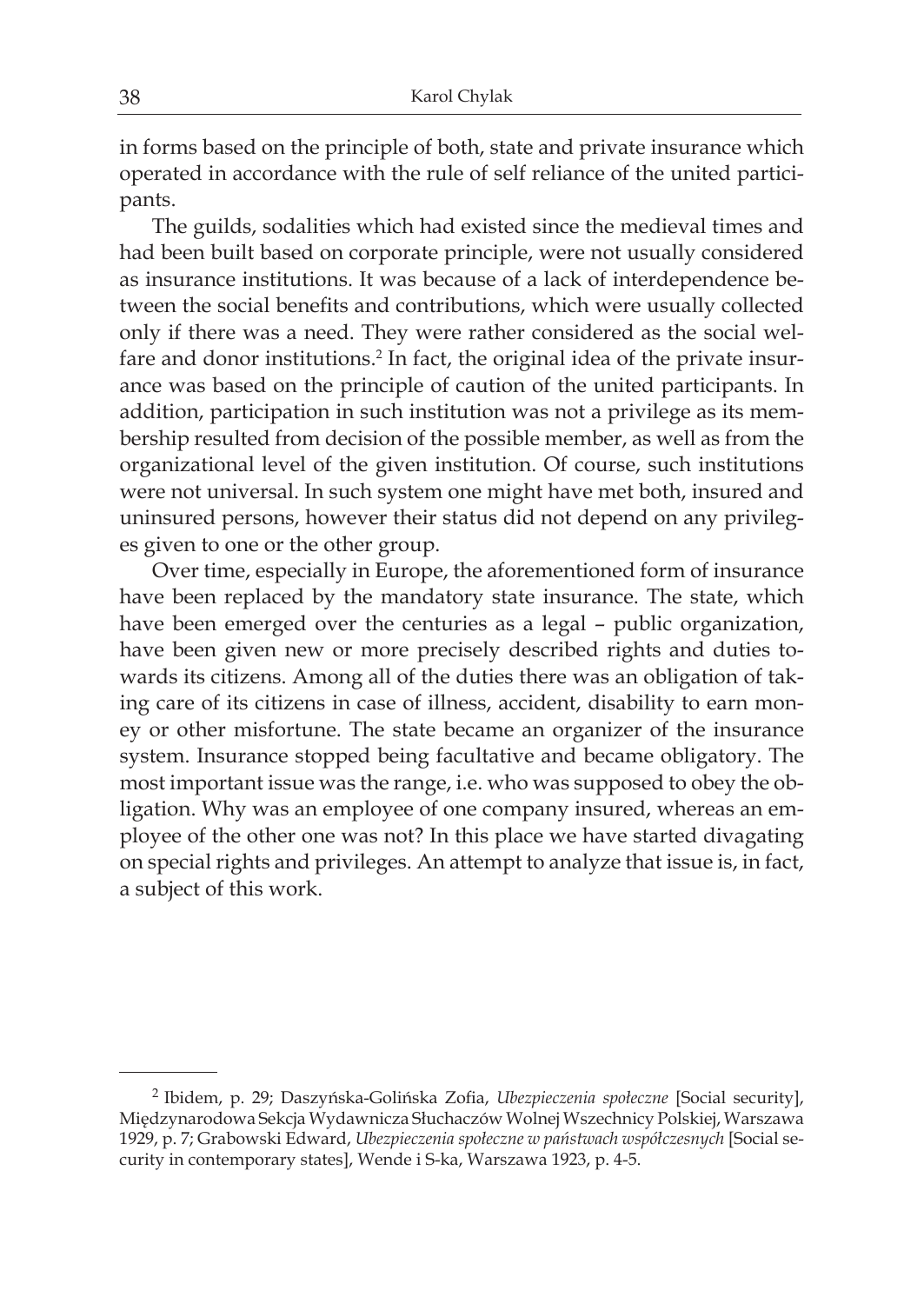in forms based on the principle of both, state and private insurance which operated in accordance with the rule of self reliance of the united participants.

The guilds, sodalities which had existed since the medieval times and had been built based on corporate principle, were not usually considered as insurance institutions. It was because of a lack of interdependence between the social benefits and contributions, which were usually collected only if there was a need. They were rather considered as the social welfare and donor institutions.[2] In fact, the original idea of the private insurance was based on the principle of caution of the united participants. In addition, participation in such institution was not a privilege as its membership resulted from decision of the possible member, as well as from the organizational level of the given institution. Of course, such institutions were not universal. In such system one might have met both, insured and uninsured persons, however their status did not depend on any privileges given to one or the other group.

Over time, especially in Europe, the aforementioned form of insurance have been replaced by the mandatory state insurance. The state, which have been emerged over the centuries as a legal – public organization, have been given new or more precisely described rights and duties towards its citizens. Among all of the duties there was an obligation of taking care of its citizens in case of illness, accident, disability to earn money or other misfortune. The state became an organizer of the insurance system. Insurance stopped being facultative and became obligatory. The most important issue was the range, i.e. who was supposed to obey the obligation. Why was an employee of one company insured, whereas an employee of the other one was not? In this place we have started divagating on special rights and privileges. An attempt to analyze that issue is, in fact, a subject of this work.

---

[2] Ibidem, p. 29; Daszyńska-Golińska Zofia, *Ubezpieczenia społeczne* [Social security], Międzynarodowa Sekcja Wydawnicza Słuchaczów Wolnej Wszechnicy Polskiej, Warszawa 1929, p. 7; Grabowski Edward, *Ubezpieczenia społeczne w państwach współczesnych* [Social security in contemporary states], Wende i S-ka, Warszawa 1923, p. 4-5.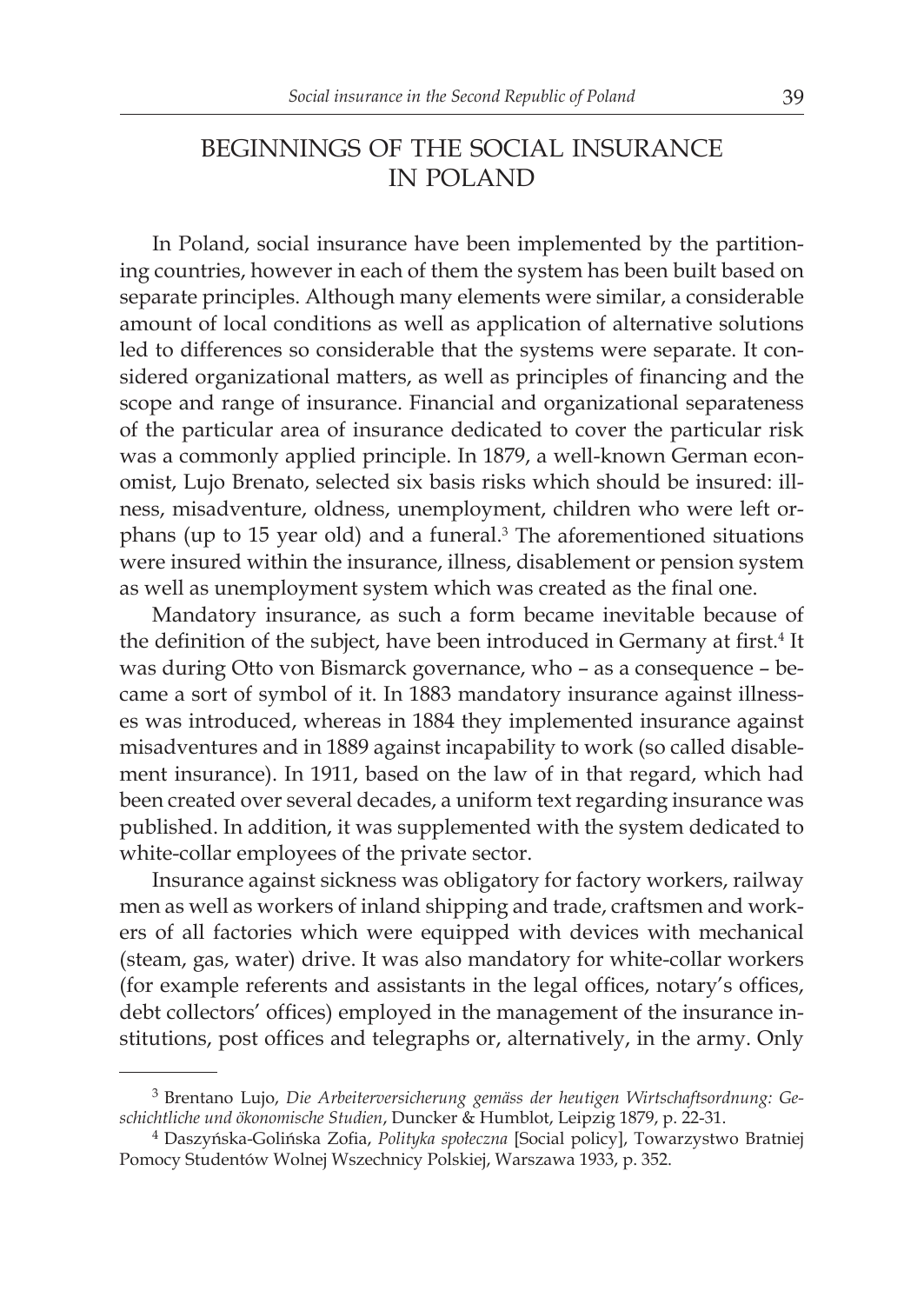## BEGINNINGS OF THE SOCIAL INSURANCE IN POLAND

In Poland, social insurance have been implemented by the partitioning countries, however in each of them the system has been built based on separate principles. Although many elements were similar, a considerable amount of local conditions as well as application of alternative solutions led to differences so considerable that the systems were separate. It considered organizational matters, as well as principles of financing and the scope and range of insurance. Financial and organizational separateness of the particular area of insurance dedicated to cover the particular risk was a commonly applied principle. In 1879, a well-known German economist, Lujo Brenato, selected six basis risks which should be insured: illness, misadventure, oldness, unemployment, children who were left orphans (up to 15 year old) and a funeral.[3] The aforementioned situations were insured within the insurance, illness, disablement or pension system as well as unemployment system which was created as the final one.

Mandatory insurance, as such a form became inevitable because of the definition of the subject, have been introduced in Germany at first.[4] It was during Otto von Bismarck governance, who – as a consequence – became a sort of symbol of it. In 1883 mandatory insurance against illnesses was introduced, whereas in 1884 they implemented insurance against misadventures and in 1889 against incapability to work (so called disablement insurance). In 1911, based on the law of in that regard, which had been created over several decades, a uniform text regarding insurance was published. In addition, it was supplemented with the system dedicated to white-collar employees of the private sector.

Insurance against sickness was obligatory for factory workers, railway men as well as workers of inland shipping and trade, craftsmen and workers of all factories which were equipped with devices with mechanical (steam, gas, water) drive. It was also mandatory for white-collar workers (for example referents and assistants in the legal offices, notary's offices, debt collectors' offices) employed in the management of the insurance institutions, post offices and telegraphs or, alternatively, in the army. Only

---

[3] Brentano Lujo, *Die Arbeiterversicherung gemäss der heutigen Wirtschaftsordnung: Geschichtliche und ökonomische Studien*, Duncker & Humblot, Leipzig 1879, p. 22-31.

[4] Daszyńska-Golińska Zofia, *Polityka społeczna* [Social policy], Towarzystwo Bratniej Pomocy Studentów Wolnej Wszechnicy Polskiej, Warszawa 1933, p. 352.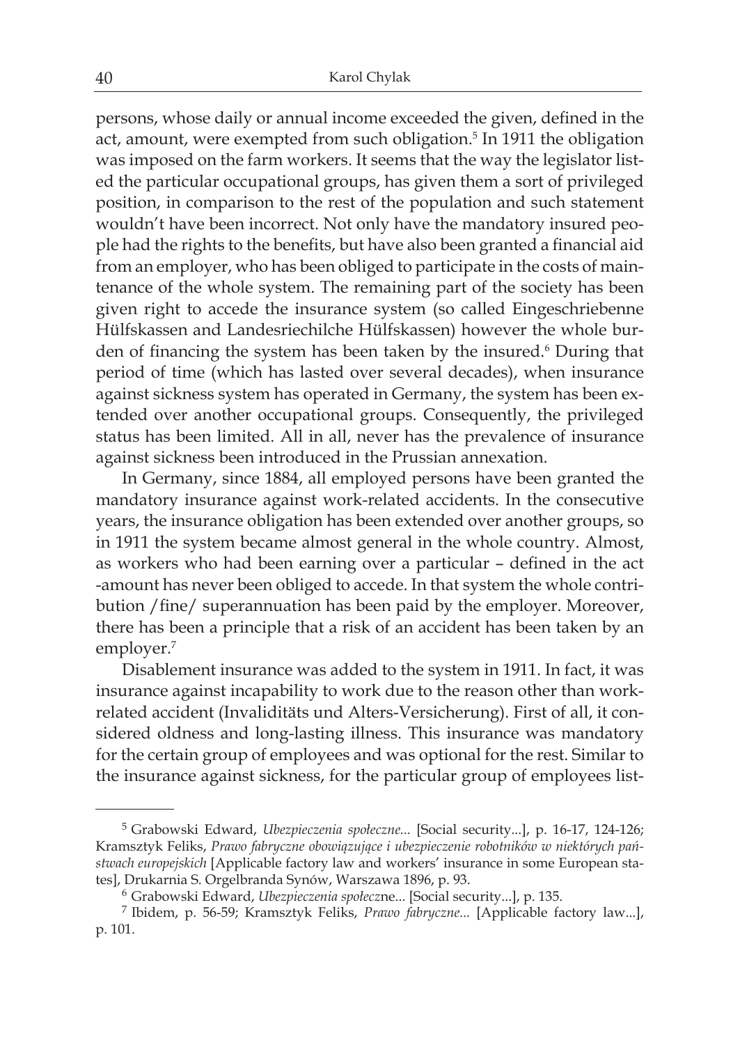persons, whose daily or annual income exceeded the given, defined in the act, amount, were exempted from such obligation.[5] In 1911 the obligation was imposed on the farm workers. It seems that the way the legislator listed the particular occupational groups, has given them a sort of privileged position, in comparison to the rest of the population and such statement wouldn't have been incorrect. Not only have the mandatory insured people had the rights to the benefits, but have also been granted a financial aid from an employer, who has been obliged to participate in the costs of maintenance of the whole system. The remaining part of the society has been given right to accede the insurance system (so called Eingeschriebenne Hülfskassen and Landesriechilche Hülfskassen) however the whole burden of financing the system has been taken by the insured.[6] During that period of time (which has lasted over several decades), when insurance against sickness system has operated in Germany, the system has been extended over another occupational groups. Consequently, the privileged status has been limited. All in all, never has the prevalence of insurance against sickness been introduced in the Prussian annexation.

In Germany, since 1884, all employed persons have been granted the mandatory insurance against work-related accidents. In the consecutive years, the insurance obligation has been extended over another groups, so in 1911 the system became almost general in the whole country. Almost, as workers who had been earning over a particular – defined in the act -amount has never been obliged to accede. In that system the whole contribution /fine/ superannuation has been paid by the employer. Moreover, there has been a principle that a risk of an accident has been taken by an employer.[7]

Disablement insurance was added to the system in 1911. In fact, it was insurance against incapability to work due to the reason other than work-related accident (Invaliditäts und Alters-Versicherung). First of all, it considered oldness and long-lasting illness. This insurance was mandatory for the certain group of employees and was optional for the rest. Similar to the insurance against sickness, for the particular group of employees list-

---

[5] Grabowski Edward, *Ubezpieczenia społeczne...* [Social security...], p. 16-17, 124-126; Kramsztyk Feliks, *Prawo fabryczne obowiązujące i ubezpieczenie robotników w niektórych państwach europejskich* [Applicable factory law and workers' insurance in some European states], Drukarnia S. Orgelbranda Synów, Warszawa 1896, p. 93.

[6] Grabowski Edward, *Ubezpieczenia społeczne...* [Social security...], p. 135.

[7] Ibidem, p. 56-59; Kramsztyk Feliks, *Prawo fabryczne...* [Applicable factory law...], p. 101.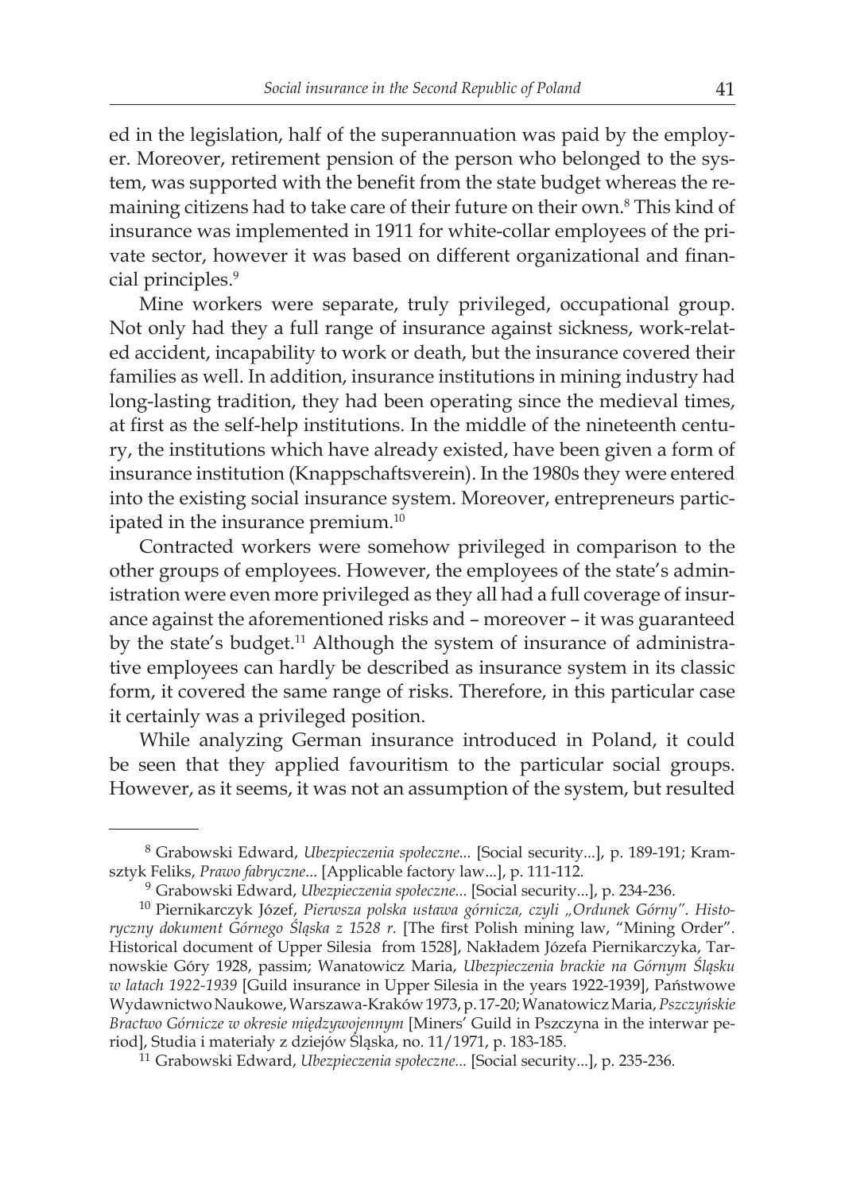ed in the legislation, half of the superannuation was paid by the employer. Moreover, retirement pension of the person who belonged to the system, was supported with the benefit from the state budget whereas the remaining citizens had to take care of their future on their own.[8] This kind of insurance was implemented in 1911 for white-collar employees of the private sector, however it was based on different organizational and financial principles.[9]

Mine workers were separate, truly privileged, occupational group. Not only had they a full range of insurance against sickness, work-related accident, incapability to work or death, but the insurance covered their families as well. In addition, insurance institutions in mining industry had long-lasting tradition, they had been operating since the medieval times, at first as the self-help institutions. In the middle of the nineteenth century, the institutions which have already existed, have been given a form of insurance institution (Knappschaftsverein). In the 1980s they were entered into the existing social insurance system. Moreover, entrepreneurs participated in the insurance premium.[10]

Contracted workers were somehow privileged in comparison to the other groups of employees. However, the employees of the state's administration were even more privileged as they all had a full coverage of insurance against the aforementioned risks and – moreover – it was guaranteed by the state's budget.[11] Although the system of insurance of administrative employees can hardly be described as insurance system in its classic form, it covered the same range of risks. Therefore, in this particular case it certainly was a privileged position.

While analyzing German insurance introduced in Poland, it could be seen that they applied favouritism to the particular social groups. However, as it seems, it was not an assumption of the system, but resulted

---

[8] Grabowski Edward, *Ubezpieczenia społeczne...* [Social security...], p. 189-191; Kramsztyk Feliks, *Prawo fabryczne...* [Applicable factory law...], p. 111-112.

[9] Grabowski Edward, *Ubezpieczenia społeczne...* [Social security...], p. 234-236.

[10] Piernikarczyk Józef, *Pierwsza polska ustawa górnicza, czyli „Ordunek Górny". Historyczny dokument Górnego Śląska z 1528 r.* [The first Polish mining law, "Mining Order". Historical document of Upper Silesia from 1528], Nakładem Józefa Piernikarczyka, Tarnowskie Góry 1928, passim; Wanatowicz Maria, *Ubezpieczenia brackie na Górnym Śląsku w latach 1922-1939* [Guild insurance in Upper Silesia in the years 1922-1939], Państwowe Wydawnictwo Naukowe, Warszawa-Kraków 1973, p. 17-20; Wanatowicz Maria, *Pszczyńskie Bractwo Górnicze w okresie międzywojennym* [Miners' Guild in Pszczyna in the interwar period], Studia i materiały z dziejów Śląska, no. 11/1971, p. 183-185.

[11] Grabowski Edward, *Ubezpieczenia społeczne...* [Social security...], p. 235-236.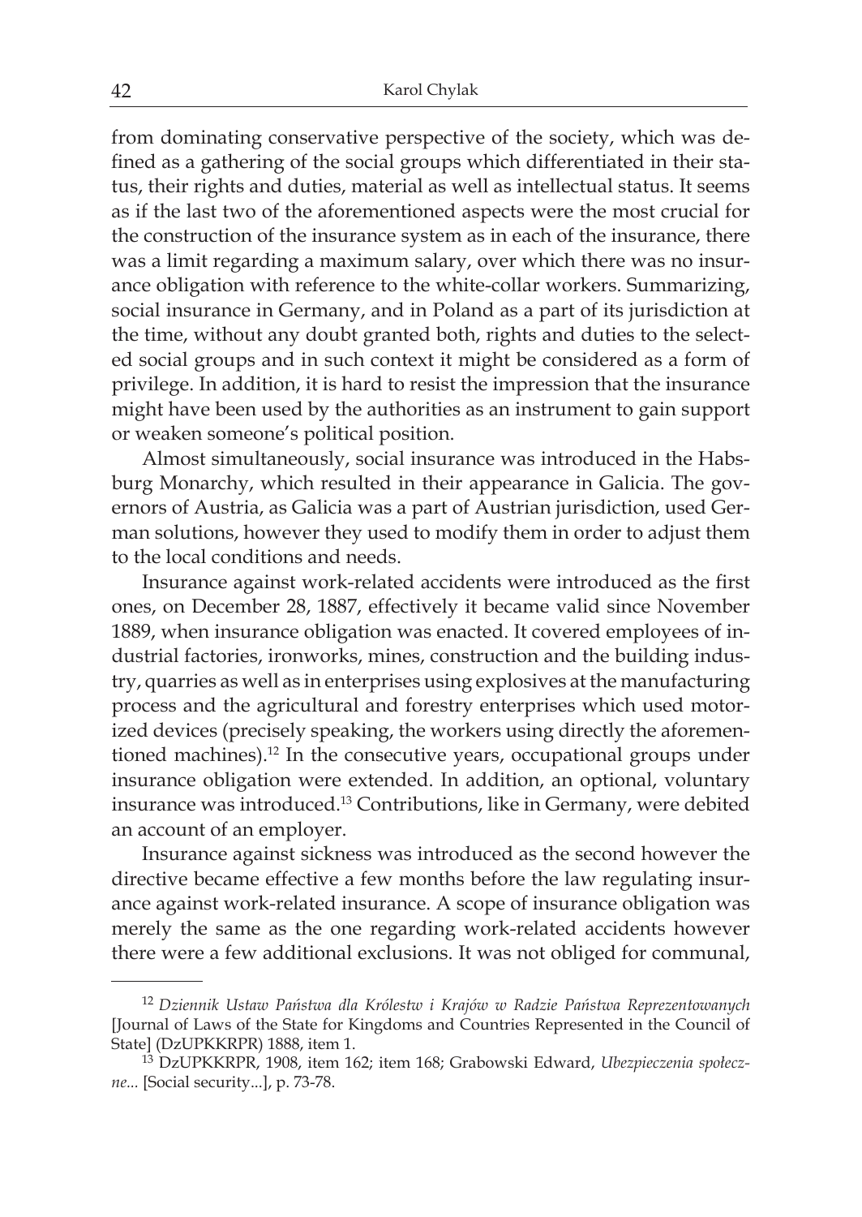from dominating conservative perspective of the society, which was defined as a gathering of the social groups which differentiated in their status, their rights and duties, material as well as intellectual status. It seems as if the last two of the aforementioned aspects were the most crucial for the construction of the insurance system as in each of the insurance, there was a limit regarding a maximum salary, over which there was no insurance obligation with reference to the white-collar workers. Summarizing, social insurance in Germany, and in Poland as a part of its jurisdiction at the time, without any doubt granted both, rights and duties to the selected social groups and in such context it might be considered as a form of privilege. In addition, it is hard to resist the impression that the insurance might have been used by the authorities as an instrument to gain support or weaken someone's political position.

Almost simultaneously, social insurance was introduced in the Habsburg Monarchy, which resulted in their appearance in Galicia. The governors of Austria, as Galicia was a part of Austrian jurisdiction, used German solutions, however they used to modify them in order to adjust them to the local conditions and needs.

Insurance against work-related accidents were introduced as the first ones, on December 28, 1887, effectively it became valid since November 1889, when insurance obligation was enacted. It covered employees of industrial factories, ironworks, mines, construction and the building industry, quarries as well as in enterprises using explosives at the manufacturing process and the agricultural and forestry enterprises which used motorized devices (precisely speaking, the workers using directly the aforementioned machines).[12] In the consecutive years, occupational groups under insurance obligation were extended. In addition, an optional, voluntary insurance was introduced.[13] Contributions, like in Germany, were debited an account of an employer.

Insurance against sickness was introduced as the second however the directive became effective a few months before the law regulating insurance against work-related insurance. A scope of insurance obligation was merely the same as the one regarding work-related accidents however there were a few additional exclusions. It was not obliged for communal,

---

[12] *Dziennik Ustaw Państwa dla Królestw i Krajów w Radzie Państwa Reprezentowanych* [Journal of Laws of the State for Kingdoms and Countries Represented in the Council of State] (DzUPKKRPR) 1888, item 1.

[13] DzUPKKRPR, 1908, item 162; item 168; Grabowski Edward, *Ubezpieczenia społeczne...* [Social security...], p. 73-78.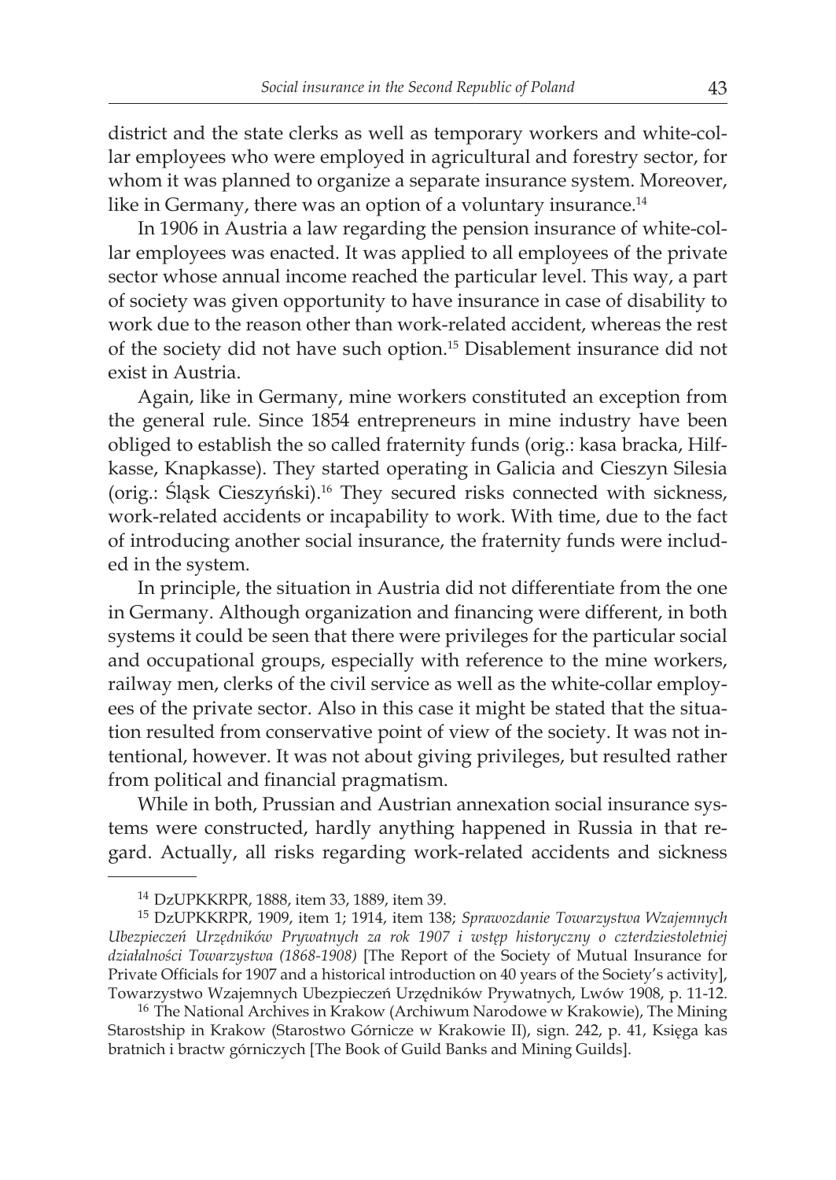district and the state clerks as well as temporary workers and white-collar employees who were employed in agricultural and forestry sector, for whom it was planned to organize a separate insurance system. Moreover, like in Germany, there was an option of a voluntary insurance.[14]

In 1906 in Austria a law regarding the pension insurance of white-collar employees was enacted. It was applied to all employees of the private sector whose annual income reached the particular level. This way, a part of society was given opportunity to have insurance in case of disability to work due to the reason other than work-related accident, whereas the rest of the society did not have such option.[15] Disablement insurance did not exist in Austria.

Again, like in Germany, mine workers constituted an exception from the general rule. Since 1854 entrepreneurs in mine industry have been obliged to establish the so called fraternity funds (orig.: kasa bracka, Hilfkasse, Knapkasse). They started operating in Galicia and Cieszyn Silesia (orig.: Śląsk Cieszyński).[16] They secured risks connected with sickness, work-related accidents or incapability to work. With time, due to the fact of introducing another social insurance, the fraternity funds were included in the system.

In principle, the situation in Austria did not differentiate from the one in Germany. Although organization and financing were different, in both systems it could be seen that there were privileges for the particular social and occupational groups, especially with reference to the mine workers, railway men, clerks of the civil service as well as the white-collar employees of the private sector. Also in this case it might be stated that the situation resulted from conservative point of view of the society. It was not intentional, however. It was not about giving privileges, but resulted rather from political and financial pragmatism.

While in both, Prussian and Austrian annexation social insurance systems were constructed, hardly anything happened in Russia in that regard. Actually, all risks regarding work-related accidents and sickness

---

[14] DzUPKKRPR, 1888, item 33, 1889, item 39.

[15] DzUPKKRPR, 1909, item 1; 1914, item 138; *Sprawozdanie Towarzystwa Wzajemnych Ubezpieczeń Urzędników Prywatnych za rok 1907 i wstęp historyczny o czterdziestoletniej działalności Towarzystwa (1868-1908)* [The Report of the Society of Mutual Insurance for Private Officials for 1907 and a historical introduction on 40 years of the Society's activity], Towarzystwo Wzajemnych Ubezpieczeń Urzędników Prywatnych, Lwów 1908, p. 11-12.

[16] The National Archives in Krakow (Archiwum Narodowe w Krakowie), The Mining Starostship in Krakow (Starostwo Górnicze w Krakowie II), sign. 242, p. 41, Księga kas bratnich i bractw górniczych [The Book of Guild Banks and Mining Guilds].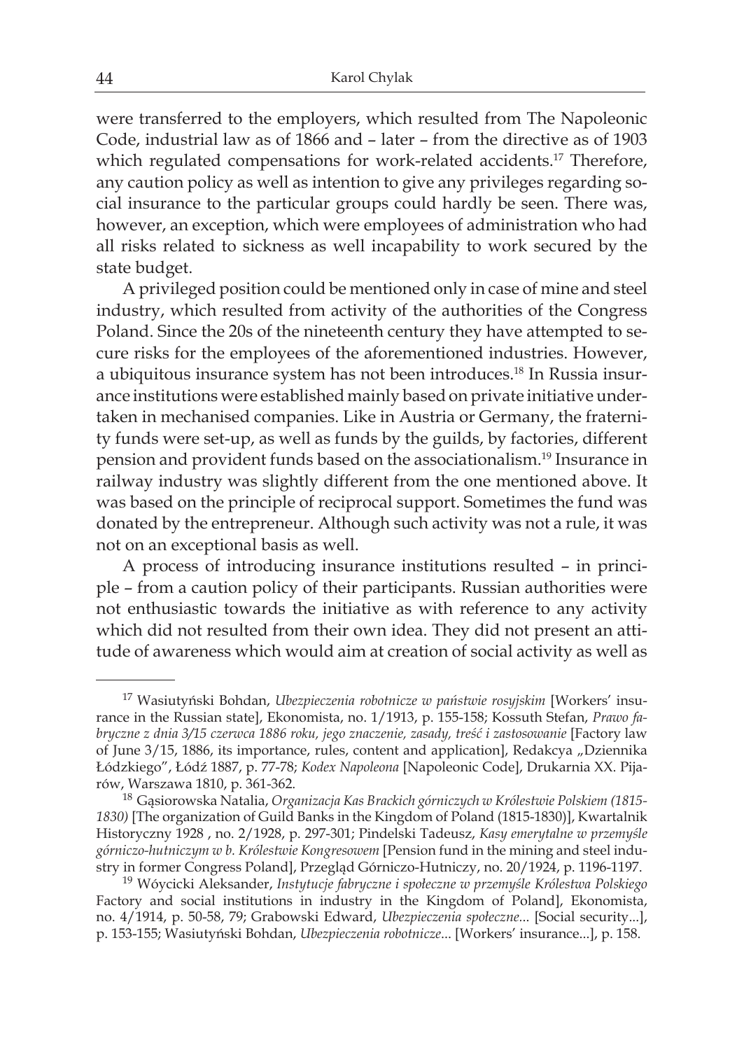were transferred to the employers, which resulted from The Napoleonic Code, industrial law as of 1866 and – later – from the directive as of 1903 which regulated compensations for work-related accidents.[17] Therefore, any caution policy as well as intention to give any privileges regarding social insurance to the particular groups could hardly be seen. There was, however, an exception, which were employees of administration who had all risks related to sickness as well incapability to work secured by the state budget.

A privileged position could be mentioned only in case of mine and steel industry, which resulted from activity of the authorities of the Congress Poland. Since the 20s of the nineteenth century they have attempted to secure risks for the employees of the aforementioned industries. However, a ubiquitous insurance system has not been introduces.[18] In Russia insurance institutions were established mainly based on private initiative undertaken in mechanised companies. Like in Austria or Germany, the fraternity funds were set-up, as well as funds by the guilds, by factories, different pension and provident funds based on the associationalism.[19] Insurance in railway industry was slightly different from the one mentioned above. It was based on the principle of reciprocal support. Sometimes the fund was donated by the entrepreneur. Although such activity was not a rule, it was not on an exceptional basis as well.

A process of introducing insurance institutions resulted – in principle – from a caution policy of their participants. Russian authorities were not enthusiastic towards the initiative as with reference to any activity which did not resulted from their own idea. They did not present an attitude of awareness which would aim at creation of social activity as well as

---

[17] Wasiutyński Bohdan, *Ubezpieczenia robotnicze w państwie rosyjskim* [Workers' insurance in the Russian state], Ekonomista, no. 1/1913, p. 155-158; Kossuth Stefan, *Prawo fabryczne z dnia 3/15 czerwca 1886 roku, jego znaczenie, zasady, treść i zastosowanie* [Factory law of June 3/15, 1886, its importance, rules, content and application], Redakcya „Dziennika Łódzkiego", Łódź 1887, p. 77-78; *Kodex Napoleona* [Napoleonic Code], Drukarnia XX. Pijarów, Warszawa 1810, p. 361-362.

[18] Gąsiorowska Natalia, *Organizacja Kas Brackich górniczych w Królestwie Polskiem (1815-1830)* [The organization of Guild Banks in the Kingdom of Poland (1815-1830)], Kwartalnik Historyczny 1928 , no. 2/1928, p. 297-301; Pindelski Tadeusz, *Kasy emerytalne w przemyśle górniczo-hutniczym w b. Królestwie Kongresowem* [Pension fund in the mining and steel industry in former Congress Poland], Przegląd Górniczo-Hutniczy, no. 20/1924, p. 1196-1197.

[19] Wóycicki Aleksander, *Instytucje fabryczne i społeczne w przemyśle Królestwa Polskiego* Factory and social institutions in industry in the Kingdom of Poland], Ekonomista, no. 4/1914, p. 50-58, 79; Grabowski Edward, *Ubezpieczenia społeczne...* [Social security...], p. 153-155; Wasiutyński Bohdan, *Ubezpieczenia robotnicze...* [Workers' insurance...], p. 158.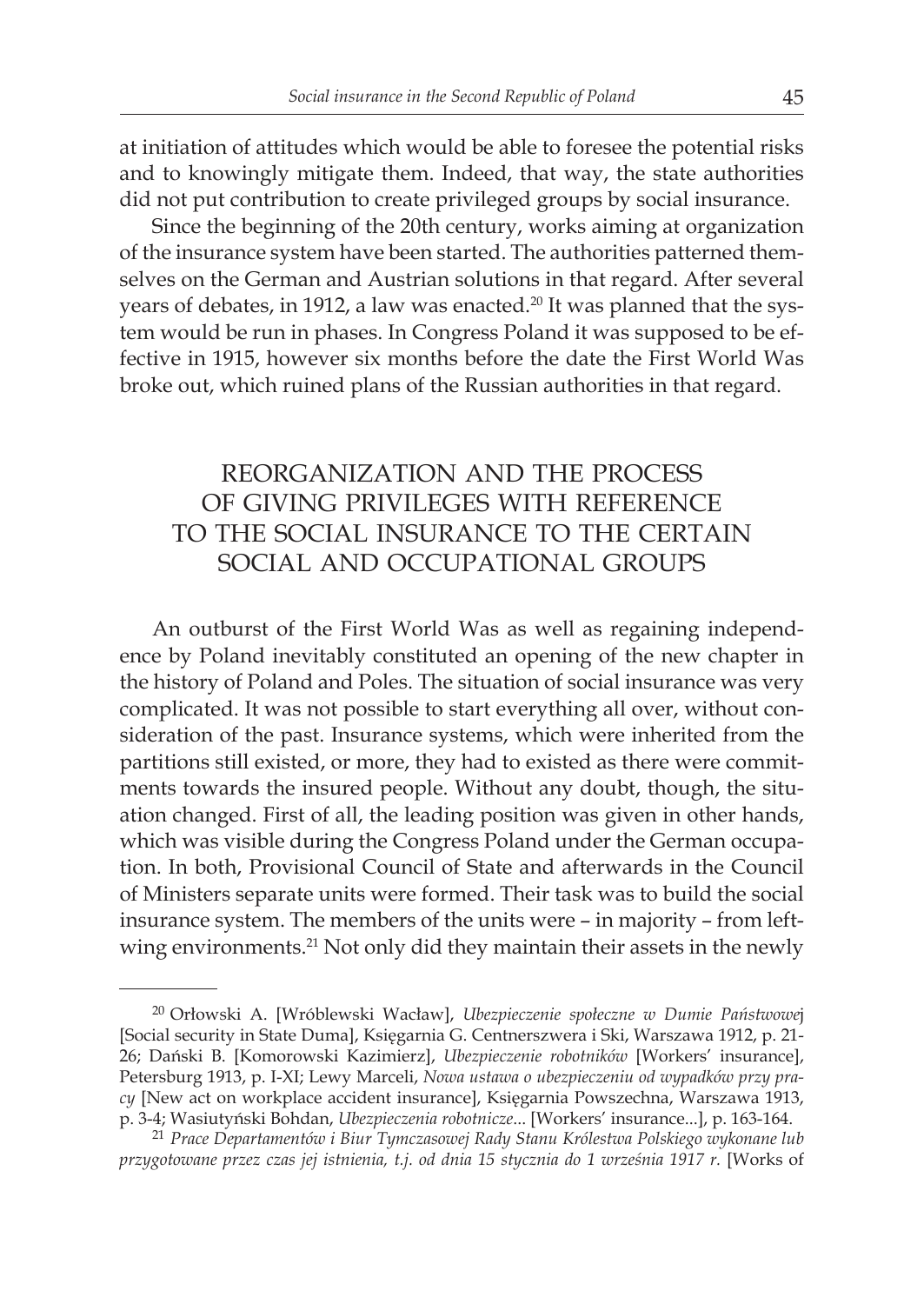at initiation of attitudes which would be able to foresee the potential risks and to knowingly mitigate them. Indeed, that way, the state authorities did not put contribution to create privileged groups by social insurance.

Since the beginning of the 20th century, works aiming at organization of the insurance system have been started. The authorities patterned themselves on the German and Austrian solutions in that regard. After several years of debates, in 1912, a law was enacted.[20] It was planned that the system would be run in phases. In Congress Poland it was supposed to be effective in 1915, however six months before the date the First World Was broke out, which ruined plans of the Russian authorities in that regard.

## REORGANIZATION AND THE PROCESS OF GIVING PRIVILEGES WITH REFERENCE TO THE SOCIAL INSURANCE TO THE CERTAIN SOCIAL AND OCCUPATIONAL GROUPS

An outburst of the First World Was as well as regaining independence by Poland inevitably constituted an opening of the new chapter in the history of Poland and Poles. The situation of social insurance was very complicated. It was not possible to start everything all over, without consideration of the past. Insurance systems, which were inherited from the partitions still existed, or more, they had to existed as there were commitments towards the insured people. Without any doubt, though, the situation changed. First of all, the leading position was given in other hands, which was visible during the Congress Poland under the German occupation. In both, Provisional Council of State and afterwards in the Council of Ministers separate units were formed. Their task was to build the social insurance system. The members of the units were – in majority – from left-wing environments.[21] Not only did they maintain their assets in the newly

---

[20] Orłowski A. [Wróblewski Wacław], *Ubezpieczenie społeczne w Dumie Państwowej* [Social security in State Duma], Księgarnia G. Centnerszwera i Ski, Warszawa 1912, p. 21-26; Duński B. [Komorowski Kazimierz], *Ubezpieczenie robotników* [Workers' insurance], Petersburg 1913, p. I-XI; Lewy Marceli, *Nowa ustawa o ubezpieczeniu od wypadków przy pracy* [New act on workplace accident insurance], Księgarnia Powszechna, Warszawa 1913, p. 3-4; Wasiutyński Bohdan, *Ubezpieczenia robotnicze...* [Workers' insurance...], p. 163-164.

[21] *Prace Departamentów i Biur Tymczasowej Rady Stanu Królestwa Polskiego wykonane lub przygotowane przez czas jej istnienia, t.j. od dnia 15 stycznia do 1 września 1917 r.* [Works of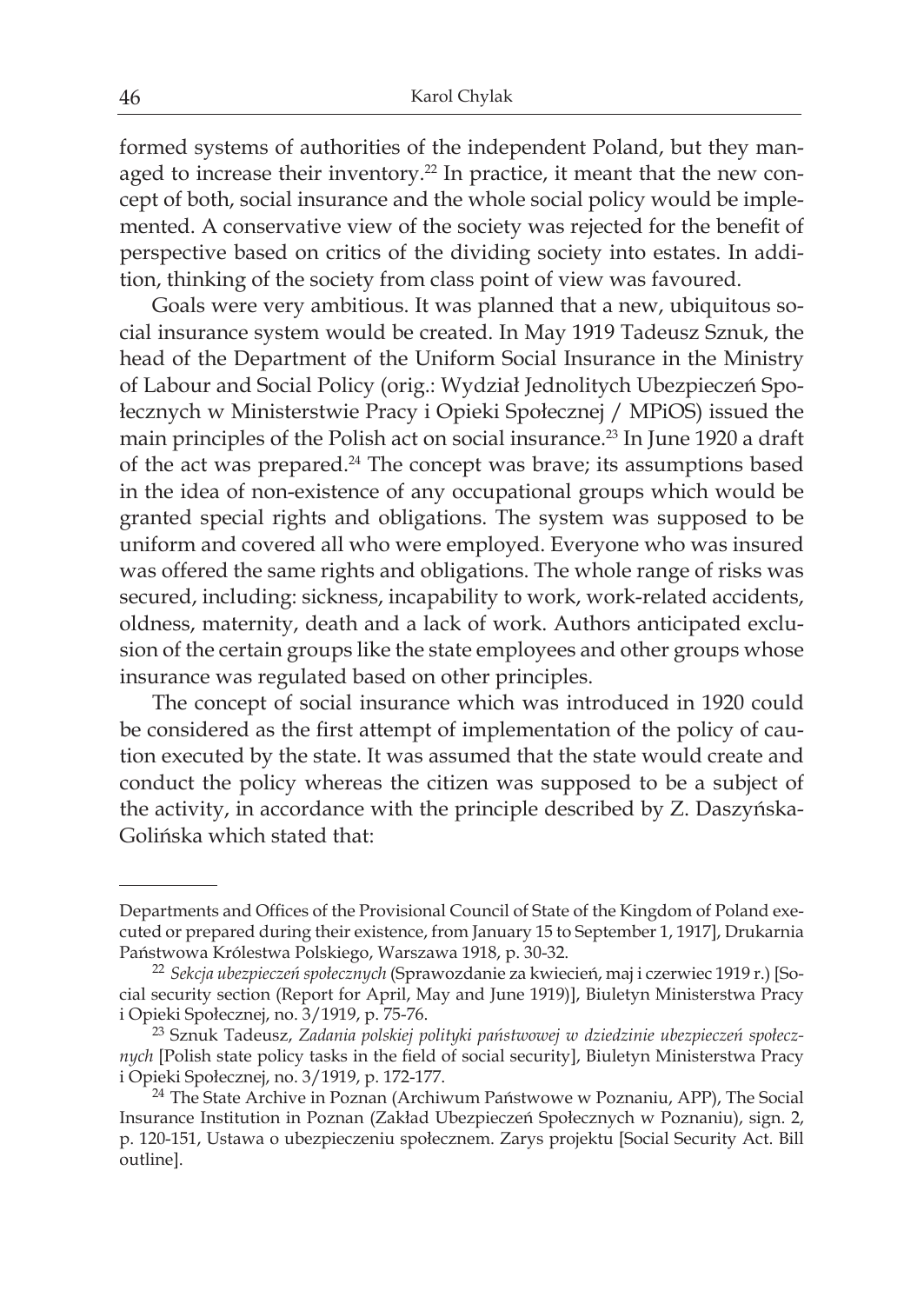formed systems of authorities of the independent Poland, but they managed to increase their inventory.[22] In practice, it meant that the new concept of both, social insurance and the whole social policy would be implemented. A conservative view of the society was rejected for the benefit of perspective based on critics of the dividing society into estates. In addition, thinking of the society from class point of view was favoured.

Goals were very ambitious. It was planned that a new, ubiquitous social insurance system would be created. In May 1919 Tadeusz Sznuk, the head of the Department of the Uniform Social Insurance in the Ministry of Labour and Social Policy (orig.: Wydział Jednolitych Ubezpieczeń Społecznych w Ministerstwie Pracy i Opieki Społecznej / MPiOS) issued the main principles of the Polish act on social insurance.[23] In June 1920 a draft of the act was prepared.[24] The concept was brave; its assumptions based in the idea of non-existence of any occupational groups which would be granted special rights and obligations. The system was supposed to be uniform and covered all who were employed. Everyone who was insured was offered the same rights and obligations. The whole range of risks was secured, including: sickness, incapability to work, work-related accidents, oldness, maternity, death and a lack of work. Authors anticipated exclusion of the certain groups like the state employees and other groups whose insurance was regulated based on other principles.

The concept of social insurance which was introduced in 1920 could be considered as the first attempt of implementation of the policy of caution executed by the state. It was assumed that the state would create and conduct the policy whereas the citizen was supposed to be a subject of the activity, in accordance with the principle described by Z. Daszyńska-Golińska which stated that:

---

Departments and Offices of the Provisional Council of State of the Kingdom of Poland executed or prepared during their existence, from January 15 to September 1, 1917], Drukarnia Państwowa Królestwa Polskiego, Warszawa 1918, p. 30-32.

[22] *Sekcja ubezpieczeń społecznych* (Sprawozdanie za kwiecień, maj i czerwiec 1919 r.) [Social security section (Report for April, May and June 1919)], Biuletyn Ministerstwa Pracy i Opieki Społecznej, no. 3/1919, p. 75-76.

[23] Sznuk Tadeusz, *Zadania polskiej polityki państwowej w dziedzinie ubezpieczeń społecznych* [Polish state policy tasks in the field of social security], Biuletyn Ministerstwa Pracy i Opieki Społecznej, no. 3/1919, p. 172-177.

[24] The State Archive in Poznan (Archiwum Państwowe w Poznaniu, APP), The Social Insurance Institution in Poznan (Zakład Ubezpieczeń Społecznych w Poznaniu), sign. 2, p. 120-151, Ustawa o ubezpieczeniu społecznem. Zarys projektu [Social Security Act. Bill outline].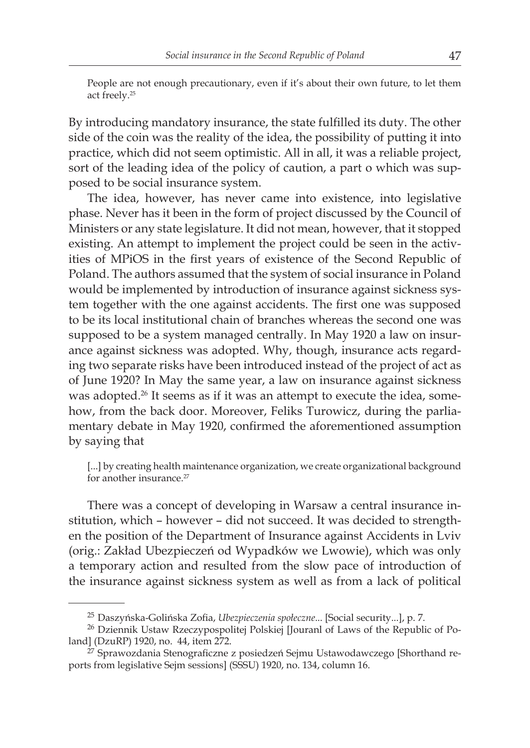> People are not enough precautionary, even if it's about their own future, to let them act freely.[25]

By introducing mandatory insurance, the state fulfilled its duty. The other side of the coin was the reality of the idea, the possibility of putting it into practice, which did not seem optimistic. All in all, it was a reliable project, sort of the leading idea of the policy of caution, a part o which was supposed to be social insurance system.

The idea, however, has never came into existence, into legislative phase. Never has it been in the form of project discussed by the Council of Ministers or any state legislature. It did not mean, however, that it stopped existing. An attempt to implement the project could be seen in the activities of MPiOS in the first years of existence of the Second Republic of Poland. The authors assumed that the system of social insurance in Poland would be implemented by introduction of insurance against sickness system together with the one against accidents. The first one was supposed to be its local institutional chain of branches whereas the second one was supposed to be a system managed centrally. In May 1920 a law on insurance against sickness was adopted. Why, though, insurance acts regarding two separate risks have been introduced instead of the project of act as of June 1920? In May the same year, a law on insurance against sickness was adopted.[26] It seems as if it was an attempt to execute the idea, somehow, from the back door. Moreover, Feliks Turowicz, during the parliamentary debate in May 1920, confirmed the aforementioned assumption by saying that

> [...] by creating health maintenance organization, we create organizational background for another insurance.[27]

There was a concept of developing in Warsaw a central insurance institution, which – however – did not succeed. It was decided to strengthen the position of the Department of Insurance against Accidents in Lviv (orig.: Zakład Ubezpieczeń od Wypadków we Lwowie), which was only a temporary action and resulted from the slow pace of introduction of the insurance against sickness system as well as from a lack of political

---

[25] Daszyńska-Golińska Zofia, *Ubezpieczenia społeczne*... [Social security...], p. 7.

[26] Dziennik Ustaw Rzeczypospolitej Polskiej [Jouranl of Laws of the Republic of Poland] (DzuRP) 1920, no. 44, item 272.

[27] Sprawozdania Stenograficzne z posiedzeń Sejmu Ustawodawczego [Shorthand reports from legislative Sejm sessions] (SSSU) 1920, no. 134, column 16.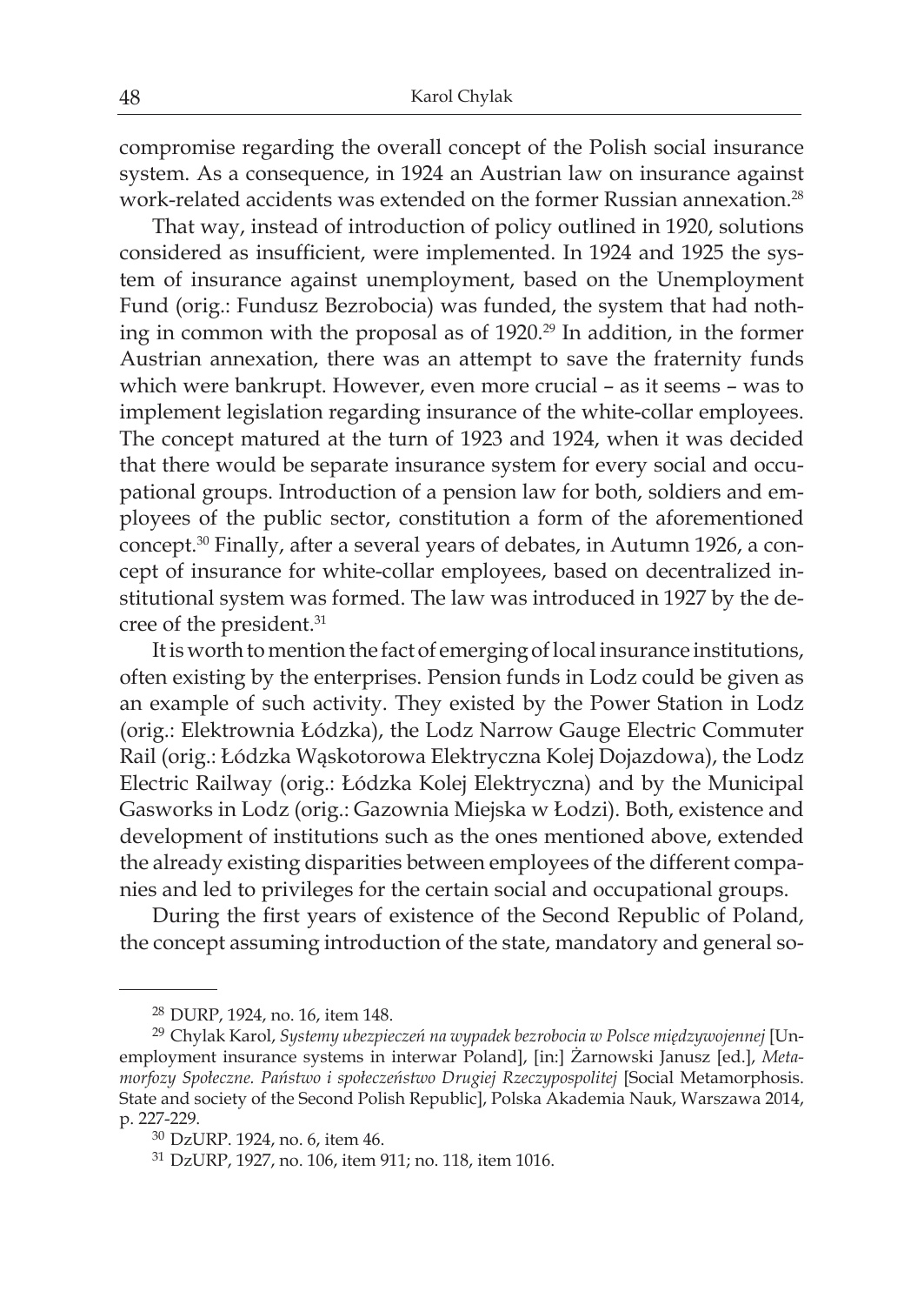compromise regarding the overall concept of the Polish social insurance system. As a consequence, in 1924 an Austrian law on insurance against work-related accidents was extended on the former Russian annexation.[28]

That way, instead of introduction of policy outlined in 1920, solutions considered as insufficient, were implemented. In 1924 and 1925 the system of insurance against unemployment, based on the Unemployment Fund (orig.: Fundusz Bezrobocia) was funded, the system that had nothing in common with the proposal as of 1920.[29] In addition, in the former Austrian annexation, there was an attempt to save the fraternity funds which were bankrupt. However, even more crucial – as it seems – was to implement legislation regarding insurance of the white-collar employees. The concept matured at the turn of 1923 and 1924, when it was decided that there would be separate insurance system for every social and occupational groups. Introduction of a pension law for both, soldiers and employees of the public sector, constitution a form of the aforementioned concept.[30] Finally, after a several years of debates, in Autumn 1926, a concept of insurance for white-collar employees, based on decentralized institutional system was formed. The law was introduced in 1927 by the decree of the president.[31]

It is worth to mention the fact of emerging of local insurance institutions, often existing by the enterprises. Pension funds in Lodz could be given as an example of such activity. They existed by the Power Station in Lodz (orig.: Elektrownia Łódzka), the Lodz Narrow Gauge Electric Commuter Rail (orig.: Łódzka Wąskotorowa Elektryczna Kolej Dojazdowa), the Lodz Electric Railway (orig.: Łódzka Kolej Elektryczna) and by the Municipal Gasworks in Lodz (orig.: Gazownia Miejska w Łodzi). Both, existence and development of institutions such as the ones mentioned above, extended the already existing disparities between employees of the different companies and led to privileges for the certain social and occupational groups.

During the first years of existence of the Second Republic of Poland, the concept assuming introduction of the state, mandatory and general so-

---

[28] DURP, 1924, no. 16, item 148.

[29] Chylak Karol, *Systemy ubezpieczeń na wypadek bezrobocia w Polsce międzywojennej* [Unemployment insurance systems in interwar Poland], [in:] Żarnowski Janusz [ed.], *Metamorfozy Społeczne. Państwo i społeczeństwo Drugiej Rzeczypospolitej* [Social Metamorphosis. State and society of the Second Polish Republic], Polska Akademia Nauk, Warszawa 2014, p. 227-229.

[30] DzURP. 1924, no. 6, item 46.

[31] DzURP, 1927, no. 106, item 911; no. 118, item 1016.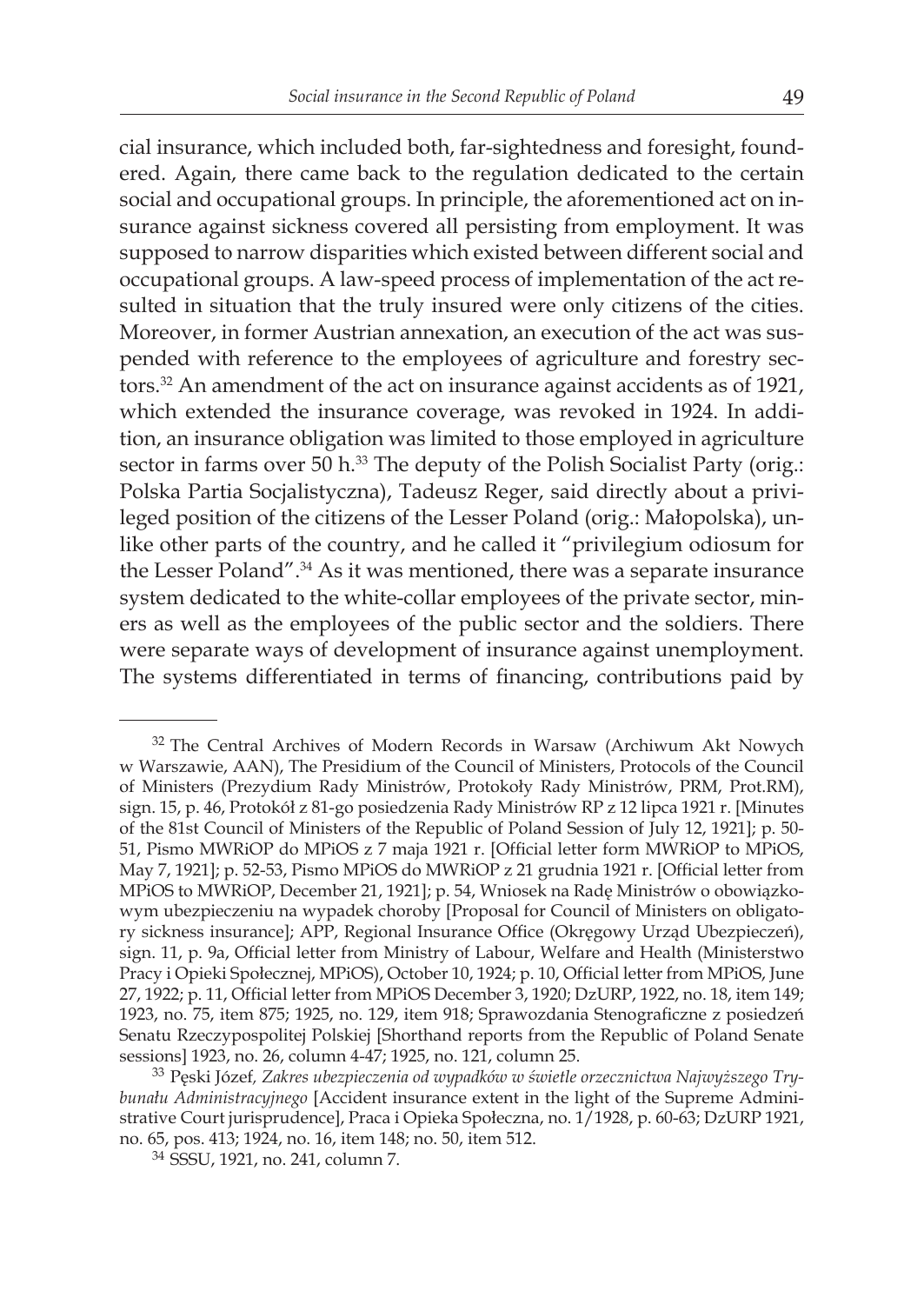cial insurance, which included both, far-sightedness and foresight, foundered. Again, there came back to the regulation dedicated to the certain social and occupational groups. In principle, the aforementioned act on insurance against sickness covered all persisting from employment. It was supposed to narrow disparities which existed between different social and occupational groups. A law-speed process of implementation of the act resulted in situation that the truly insured were only citizens of the cities. Moreover, in former Austrian annexation, an execution of the act was suspended with reference to the employees of agriculture and forestry sectors.[32] An amendment of the act on insurance against accidents as of 1921, which extended the insurance coverage, was revoked in 1924. In addition, an insurance obligation was limited to those employed in agriculture sector in farms over 50 h.[33] The deputy of the Polish Socialist Party (orig.: Polska Partia Socjalistyczna), Tadeusz Reger, said directly about a privileged position of the citizens of the Lesser Poland (orig.: Małopolska), unlike other parts of the country, and he called it "privilegium odiosum for the Lesser Poland".[34] As it was mentioned, there was a separate insurance system dedicated to the white-collar employees of the private sector, miners as well as the employees of the public sector and the soldiers. There were separate ways of development of insurance against unemployment. The systems differentiated in terms of financing, contributions paid by

---

[32] The Central Archives of Modern Records in Warsaw (Archiwum Akt Nowych w Warszawie, AAN), The Presidium of the Council of Ministers, Protocols of the Council of Ministers (Prezydium Rady Ministrów, Protokoły Rady Ministrów, PRM, Prot.RM), sign. 15, p. 46, Protokół z 81-go posiedzenia Rady Ministrów RP z 12 lipca 1921 r. [Minutes of the 81st Council of Ministers of the Republic of Poland Session of July 12, 1921]; p. 50-51, Pismo MWRiOP do MPiOS z 7 maja 1921 r. [Official letter form MWRiOP to MPiOS, May 7, 1921]; p. 52-53, Pismo MPiOS do MWRiOP z 21 grudnia 1921 r. [Official letter from MPiOS to MWRiOP, December 21, 1921]; p. 54, Wniosek na Radę Ministrów o obowiązkowym ubezpieczeniu na wypadek choroby [Proposal for Council of Ministers on obligatory sickness insurance]; APP, Regional Insurance Office (Okręgowy Urząd Ubezpieczeń), sign. 11, p. 9a, Official letter from Ministry of Labour, Welfare and Health (Ministerstwo Pracy i Opieki Społecznej, MPiOS), October 10, 1924; p. 10, Official letter from MPiOS, June 27, 1922; p. 11, Official letter from MPiOS December 3, 1920; DzURP, 1922, no. 18, item 149; 1923, no. 75, item 875; 1925, no. 129, item 918; Sprawozdania Stenograficzne z posiedzeń Senatu Rzeczypospolitej Polskiej [Shorthand reports from the Republic of Poland Senate sessions] 1923, no. 26, column 4-47; 1925, no. 121, column 25.

[33] Pęski Józef, *Zakres ubezpieczenia od wypadków w świetle orzecznictwa Najwyższego Trybunału Administracyjnego* [Accident insurance extent in the light of the Supreme Administrative Court jurisprudence], Praca i Opieka Społeczna, no. 1/1928, p. 60-63; DzURP 1921, no. 65, pos. 413; 1924, no. 16, item 148; no. 50, item 512.

[34] SSSU, 1921, no. 241, column 7.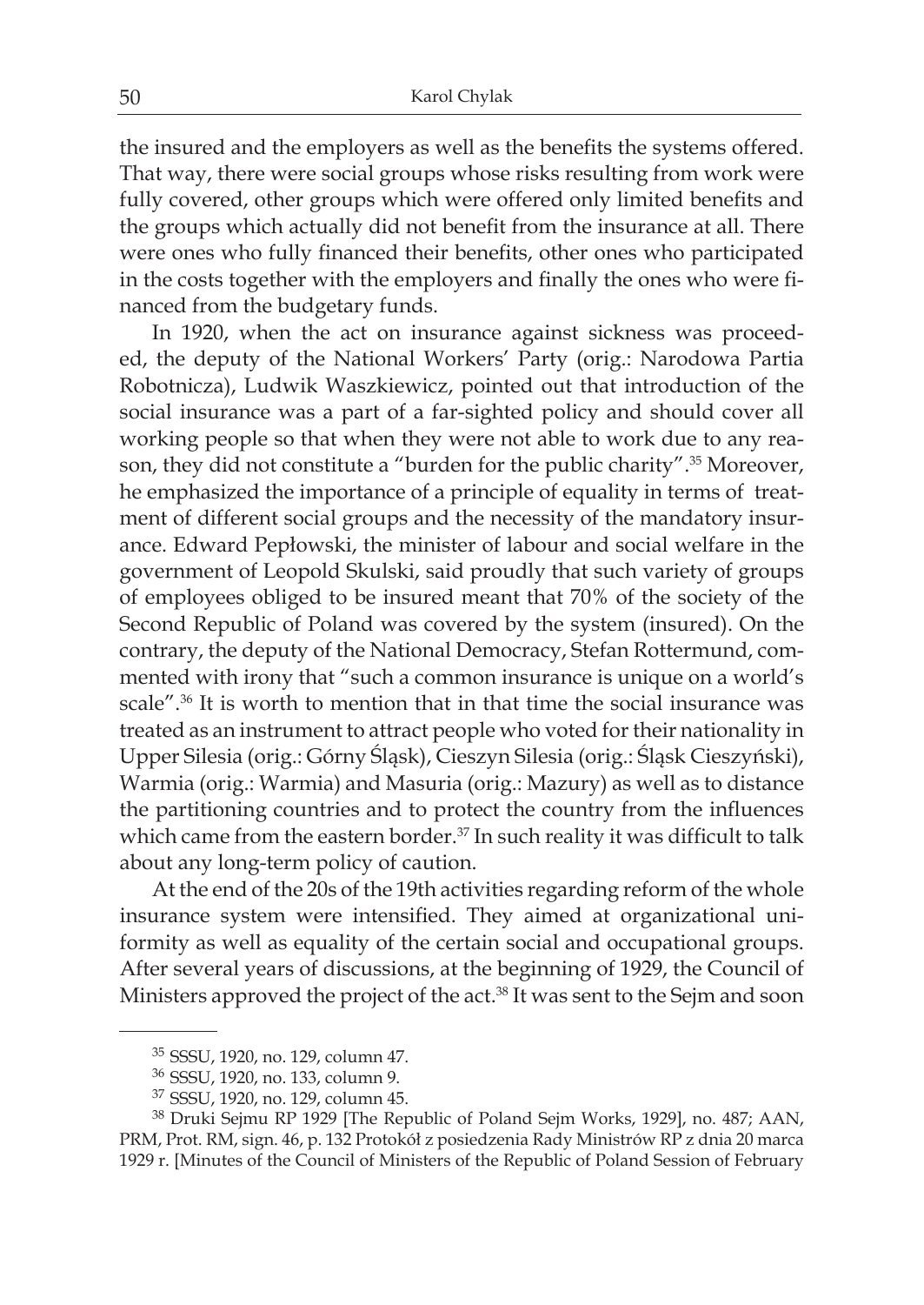the insured and the employers as well as the benefits the systems offered. That way, there were social groups whose risks resulting from work were fully covered, other groups which were offered only limited benefits and the groups which actually did not benefit from the insurance at all. There were ones who fully financed their benefits, other ones who participated in the costs together with the employers and finally the ones who were financed from the budgetary funds.

In 1920, when the act on insurance against sickness was proceeded, the deputy of the National Workers' Party (orig.: Narodowa Partia Robotnicza), Ludwik Waszkiewicz, pointed out that introduction of the social insurance was a part of a far-sighted policy and should cover all working people so that when they were not able to work due to any reason, they did not constitute a "burden for the public charity".[35] Moreover, he emphasized the importance of a principle of equality in terms of treatment of different social groups and the necessity of the mandatory insurance. Edward Pepłowski, the minister of labour and social welfare in the government of Leopold Skulski, said proudly that such variety of groups of employees obliged to be insured meant that 70% of the society of the Second Republic of Poland was covered by the system (insured). On the contrary, the deputy of the National Democracy, Stefan Rottermund, commented with irony that "such a common insurance is unique on a world's scale".[36] It is worth to mention that in that time the social insurance was treated as an instrument to attract people who voted for their nationality in Upper Silesia (orig.: Górny Śląsk), Cieszyn Silesia (orig.: Śląsk Cieszyński), Warmia (orig.: Warmia) and Masuria (orig.: Mazury) as well as to distance the partitioning countries and to protect the country from the influences which came from the eastern border.[37] In such reality it was difficult to talk about any long-term policy of caution.

At the end of the 20s of the 19th activities regarding reform of the whole insurance system were intensified. They aimed at organizational uniformity as well as equality of the certain social and occupational groups. After several years of discussions, at the beginning of 1929, the Council of Ministers approved the project of the act.[38] It was sent to the Sejm and soon

---

[35] SSSU, 1920, no. 129, column 47.

[36] SSSU, 1920, no. 133, column 9.

[37] SSSU, 1920, no. 129, column 45.

[38] Druki Sejmu RP 1929 [The Republic of Poland Sejm Works, 1929], no. 487; AAN, PRM, Prot. RM, sign. 46, p. 132 Protokół z posiedzenia Rady Ministrów RP z dnia 20 marca 1929 r. [Minutes of the Council of Ministers of the Republic of Poland Session of February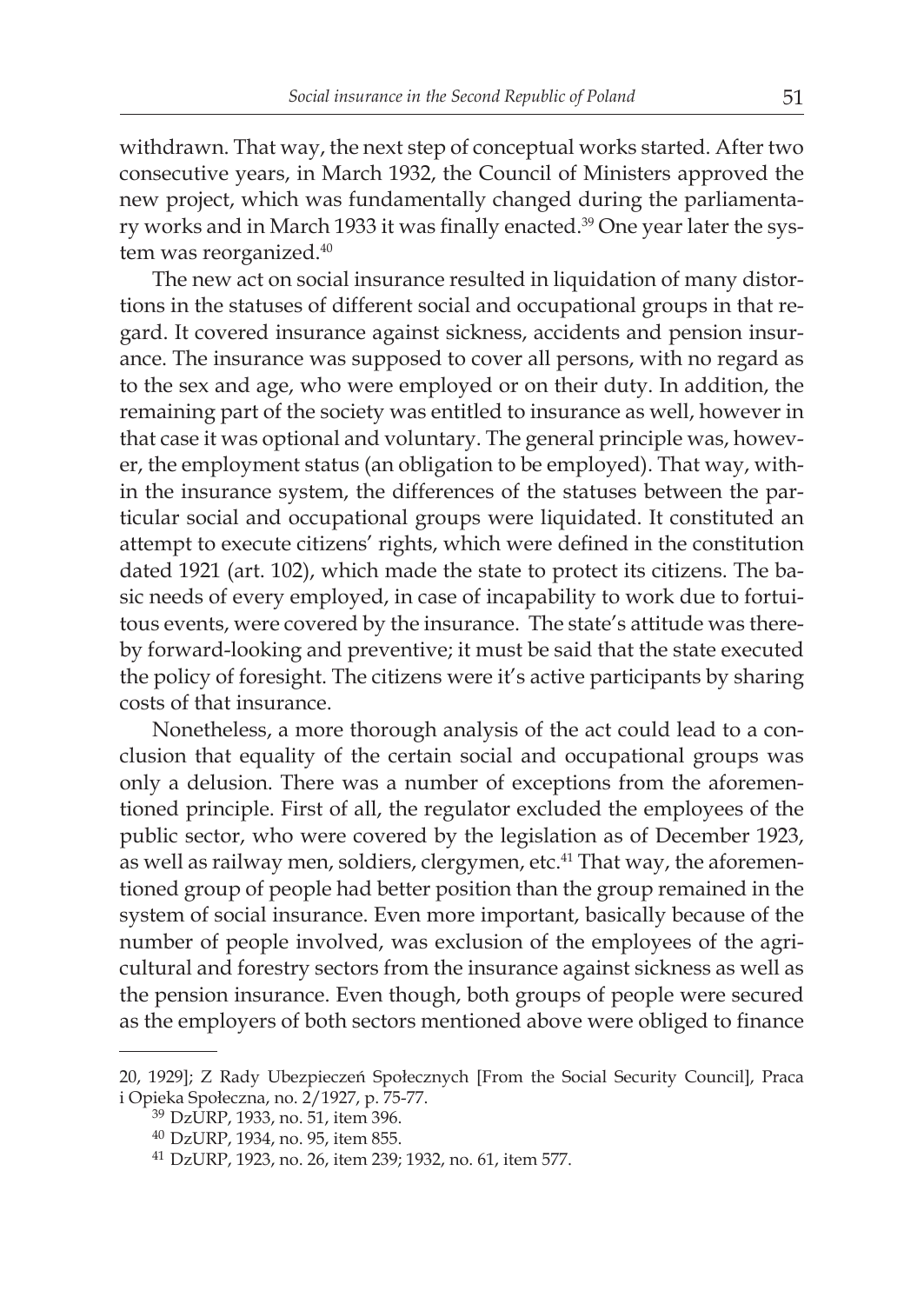withdrawn. That way, the next step of conceptual works started. After two consecutive years, in March 1932, the Council of Ministers approved the new project, which was fundamentally changed during the parliamentary works and in March 1933 it was finally enacted.[39] One year later the system was reorganized.[40]

The new act on social insurance resulted in liquidation of many distortions in the statuses of different social and occupational groups in that regard. It covered insurance against sickness, accidents and pension insurance. The insurance was supposed to cover all persons, with no regard as to the sex and age, who were employed or on their duty. In addition, the remaining part of the society was entitled to insurance as well, however in that case it was optional and voluntary. The general principle was, however, the employment status (an obligation to be employed). That way, within the insurance system, the differences of the statuses between the particular social and occupational groups were liquidated. It constituted an attempt to execute citizens' rights, which were defined in the constitution dated 1921 (art. 102), which made the state to protect its citizens. The basic needs of every employed, in case of incapability to work due to fortuitous events, were covered by the insurance. The state's attitude was thereby forward-looking and preventive; it must be said that the state executed the policy of foresight. The citizens were it's active participants by sharing costs of that insurance.

Nonetheless, a more thorough analysis of the act could lead to a conclusion that equality of the certain social and occupational groups was only a delusion. There was a number of exceptions from the aforementioned principle. First of all, the regulator excluded the employees of the public sector, who were covered by the legislation as of December 1923, as well as railway men, soldiers, clergymen, etc.[41] That way, the aforementioned group of people had better position than the group remained in the system of social insurance. Even more important, basically because of the number of people involved, was exclusion of the employees of the agricultural and forestry sectors from the insurance against sickness as well as the pension insurance. Even though, both groups of people were secured as the employers of both sectors mentioned above were obliged to finance

---

20, 1929]; Z Rady Ubezpieczeń Społecznych [From the Social Security Council], Praca i Opieka Społeczna, no. 2/1927, p. 75-77.

[39] DzURP, 1933, no. 51, item 396.

[40] DzURP, 1934, no. 95, item 855.

[41] DzURP, 1923, no. 26, item 239; 1932, no. 61, item 577.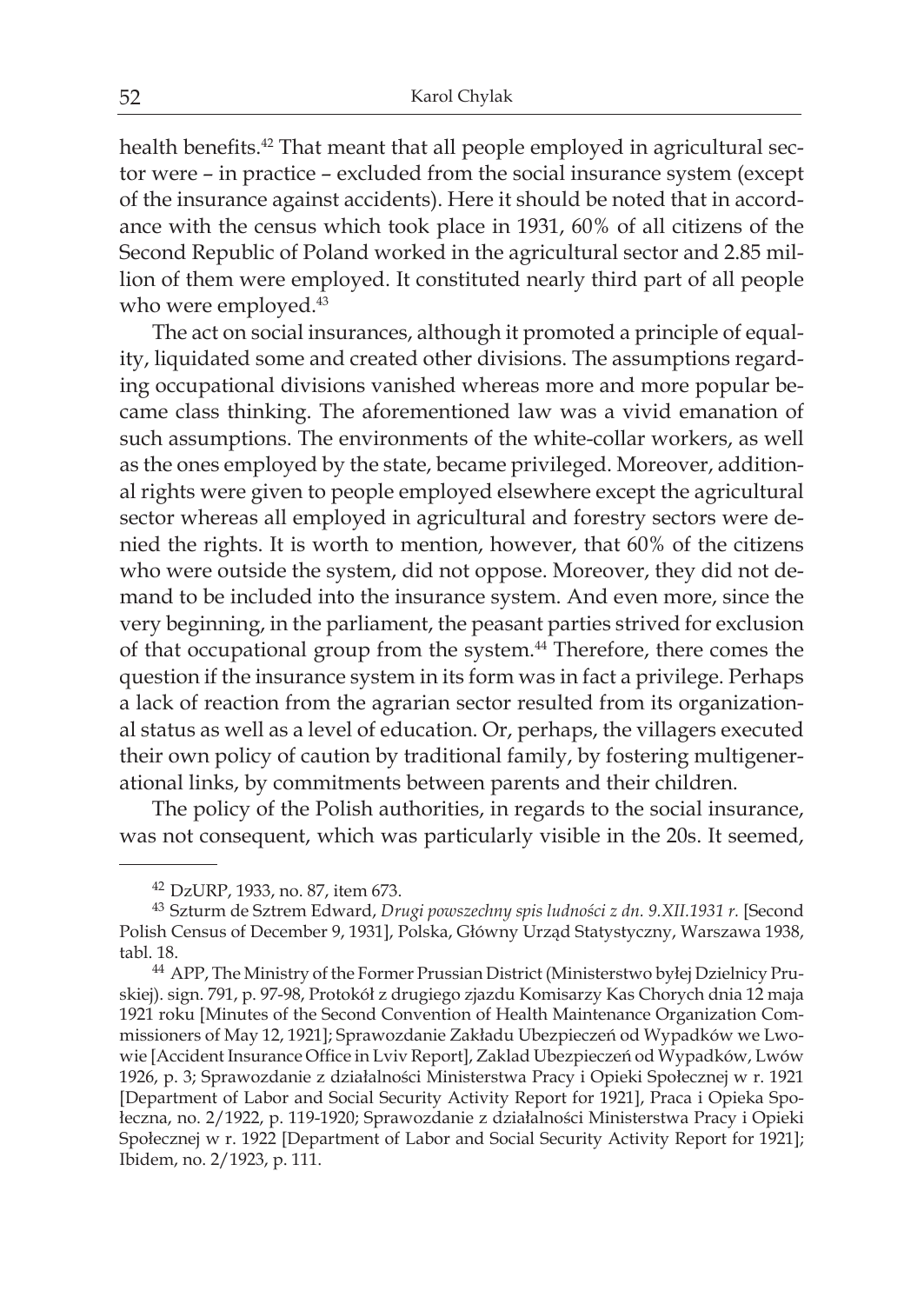health benefits.[42] That meant that all people employed in agricultural sector were – in practice – excluded from the social insurance system (except of the insurance against accidents). Here it should be noted that in accordance with the census which took place in 1931, 60% of all citizens of the Second Republic of Poland worked in the agricultural sector and 2.85 million of them were employed. It constituted nearly third part of all people who were employed.[43]

The act on social insurances, although it promoted a principle of equality, liquidated some and created other divisions. The assumptions regarding occupational divisions vanished whereas more and more popular became class thinking. The aforementioned law was a vivid emanation of such assumptions. The environments of the white-collar workers, as well as the ones employed by the state, became privileged. Moreover, additional rights were given to people employed elsewhere except the agricultural sector whereas all employed in agricultural and forestry sectors were denied the rights. It is worth to mention, however, that 60% of the citizens who were outside the system, did not oppose. Moreover, they did not demand to be included into the insurance system. And even more, since the very beginning, in the parliament, the peasant parties strived for exclusion of that occupational group from the system.[44] Therefore, there comes the question if the insurance system in its form was in fact a privilege. Perhaps a lack of reaction from the agrarian sector resulted from its organizational status as well as a level of education. Or, perhaps, the villagers executed their own policy of caution by traditional family, by fostering multigenerational links, by commitments between parents and their children.

The policy of the Polish authorities, in regards to the social insurance, was not consequent, which was particularly visible in the 20s. It seemed,

---

[42] DzURP, 1933, no. 87, item 673.

[43] Szturm de Sztrem Edward, *Drugi powszechny spis ludności z dn. 9.XII.1931 r.* [Second Polish Census of December 9, 1931], Polska, Główny Urząd Statystyczny, Warszawa 1938, tabl. 18.

[44] APP, The Ministry of the Former Prussian District (Ministerstwo byłej Dzielnicy Pruskiej). sign. 791, p. 97-98, Protokół z drugiego zjazdu Komisarzy Kas Chorych dnia 12 maja 1921 roku [Minutes of the Second Convention of Health Maintenance Organization Commissioners of May 12, 1921]; Sprawozdanie Zakładu Ubezpieczeń od Wypadków we Lwowie [Accident Insurance Office in Lviv Report], Zaklad Ubezpieczeń od Wypadków, Lwów 1926, p. 3; Sprawozdanie z działalności Ministerstwa Pracy i Opieki Społecznej w r. 1921 [Department of Labor and Social Security Activity Report for 1921], Praca i Opieka Społeczna, no. 2/1922, p. 119-1920; Sprawozdanie z działalności Ministerstwa Pracy i Opieki Społecznej w r. 1922 [Department of Labor and Social Security Activity Report for 1921]; Ibidem, no. 2/1923, p. 111.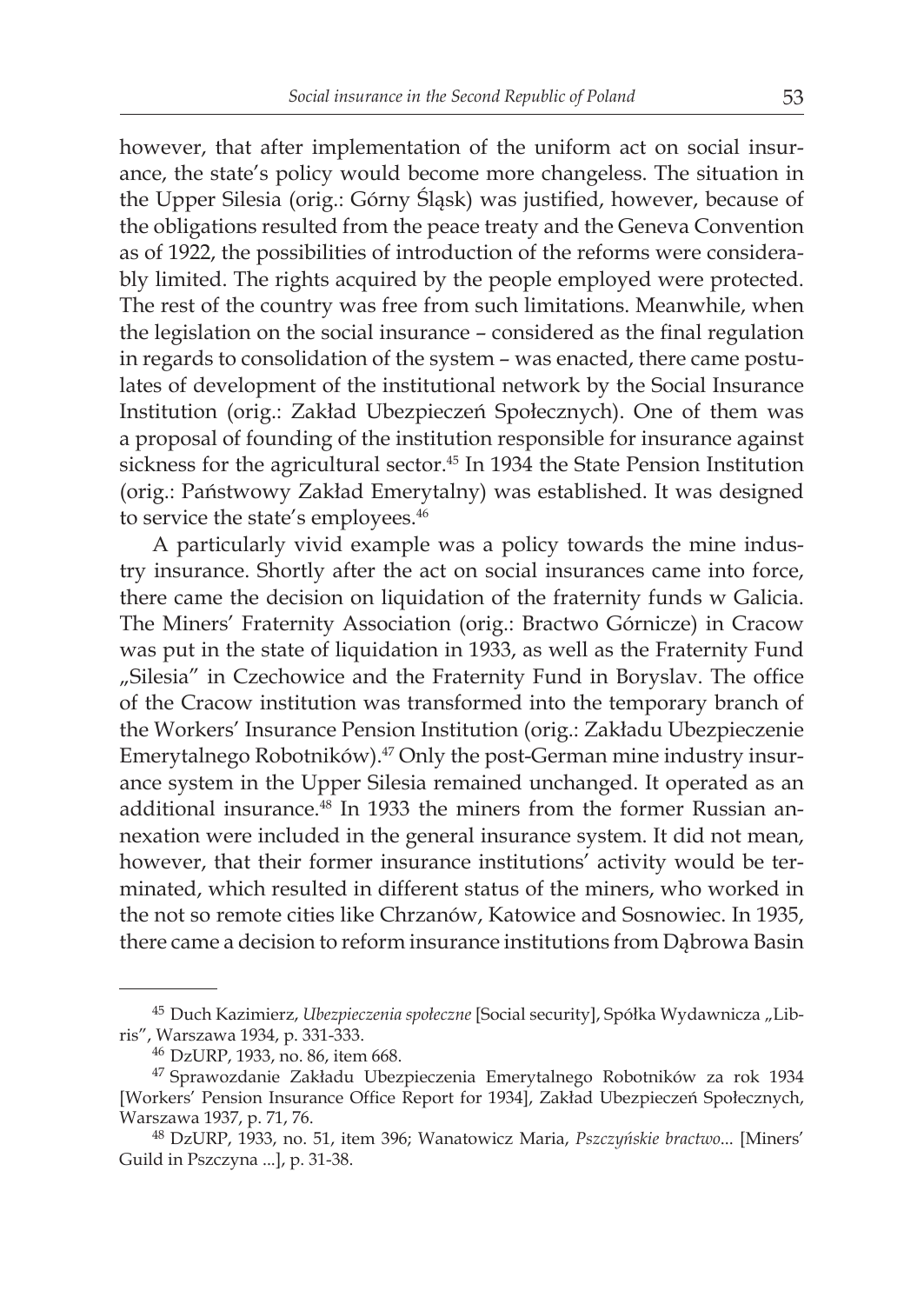however, that after implementation of the uniform act on social insurance, the state's policy would become more changeless. The situation in the Upper Silesia (orig.: Górny Śląsk) was justified, however, because of the obligations resulted from the peace treaty and the Geneva Convention as of 1922, the possibilities of introduction of the reforms were considerably limited. The rights acquired by the people employed were protected. The rest of the country was free from such limitations. Meanwhile, when the legislation on the social insurance – considered as the final regulation in regards to consolidation of the system – was enacted, there came postulates of development of the institutional network by the Social Insurance Institution (orig.: Zakład Ubezpieczeń Społecznych). One of them was a proposal of founding of the institution responsible for insurance against sickness for the agricultural sector.[45] In 1934 the State Pension Institution (orig.: Państwowy Zakład Emerytalny) was established. It was designed to service the state's employees.[46]

A particularly vivid example was a policy towards the mine industry insurance. Shortly after the act on social insurances came into force, there came the decision on liquidation of the fraternity funds w Galicia. The Miners' Fraternity Association (orig.: Bractwo Górnicze) in Cracow was put in the state of liquidation in 1933, as well as the Fraternity Fund „Silesia" in Czechowice and the Fraternity Fund in Boryslav. The office of the Cracow institution was transformed into the temporary branch of the Workers' Insurance Pension Institution (orig.: Zakładu Ubezpieczenie Emerytalnego Robotników).[47] Only the post-German mine industry insurance system in the Upper Silesia remained unchanged. It operated as an additional insurance.[48] In 1933 the miners from the former Russian annexation were included in the general insurance system. It did not mean, however, that their former insurance institutions' activity would be terminated, which resulted in different status of the miners, who worked in the not so remote cities like Chrzanów, Katowice and Sosnowiec. In 1935, there came a decision to reform insurance institutions from Dąbrowa Basin

---

[45] Duch Kazimierz, *Ubezpieczenia społeczne* [Social security], Spółka Wydawnicza „Libris", Warszawa 1934, p. 331-333.

[46] DzURP, 1933, no. 86, item 668.

[47] Sprawozdanie Zakładu Ubezpieczenia Emerytalnego Robotników za rok 1934 [Workers' Pension Insurance Office Report for 1934], Zakład Ubezpieczeń Społecznych, Warszawa 1937, p. 71, 76.

[48] DzURP, 1933, no. 51, item 396; Wanatowicz Maria, *Pszczyńskie bractwo*... [Miners' Guild in Pszczyna ...], p. 31-38.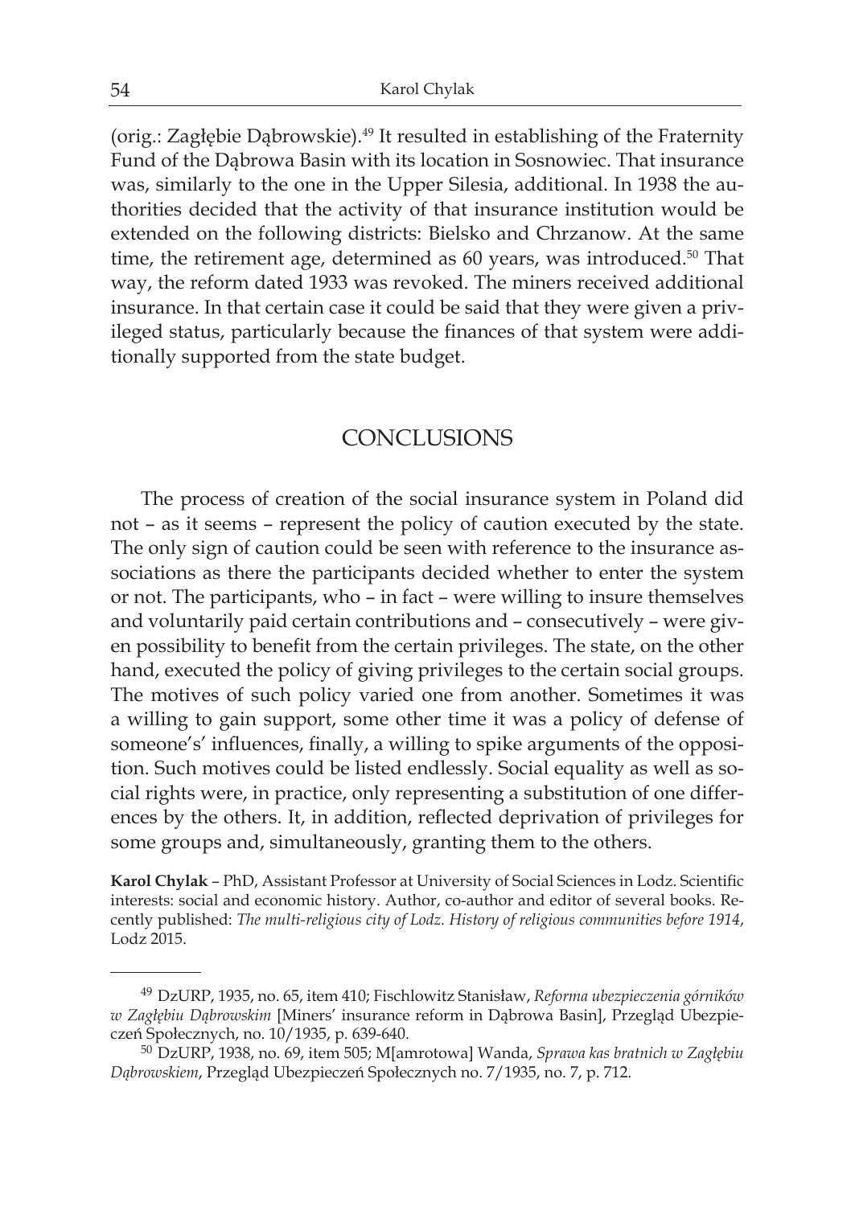(orig.: Zagłębie Dąbrowskie).[49] It resulted in establishing of the Fraternity Fund of the Dąbrowa Basin with its location in Sosnowiec. That insurance was, similarly to the one in the Upper Silesia, additional. In 1938 the authorities decided that the activity of that insurance institution would be extended on the following districts: Bielsko and Chrzanow. At the same time, the retirement age, determined as 60 years, was introduced.[50] That way, the reform dated 1933 was revoked. The miners received additional insurance. In that certain case it could be said that they were given a privileged status, particularly because the finances of that system were additionally supported from the state budget.

## CONCLUSIONS

The process of creation of the social insurance system in Poland did not – as it seems – represent the policy of caution executed by the state. The only sign of caution could be seen with reference to the insurance associations as there the participants decided whether to enter the system or not. The participants, who – in fact – were willing to insure themselves and voluntarily paid certain contributions and – consecutively – were given possibility to benefit from the certain privileges. The state, on the other hand, executed the policy of giving privileges to the certain social groups. The motives of such policy varied one from another. Sometimes it was a willing to gain support, some other time it was a policy of defense of someone's' influences, finally, a willing to spike arguments of the opposition. Such motives could be listed endlessly. Social equality as well as social rights were, in practice, only representing a substitution of one differences by the others. It, in addition, reflected deprivation of privileges for some groups and, simultaneously, granting them to the others.

**Karol Chylak** – PhD, Assistant Professor at University of Social Sciences in Lodz. Scientific interests: social and economic history. Author, co-author and editor of several books. Recently published: *The multi-religious city of Lodz. History of religious communities before 1914*, Lodz 2015.

---

[49] DzURP, 1935, no. 65, item 410; Fischlowitz Stanisław, *Reforma ubezpieczenia górników w Zagłębiu Dąbrowskim* [Miners' insurance reform in Dąbrowa Basin], Przegląd Ubezpieczeń Społecznych, no. 10/1935, p. 639-640.

[50] DzURP, 1938, no. 69, item 505; M[amrotowa] Wanda, *Sprawa kas bratnich w Zagłębiu Dąbrowskiem*, Przegląd Ubezpieczeń Społecznych no. 7/1935, no. 7, p. 712.